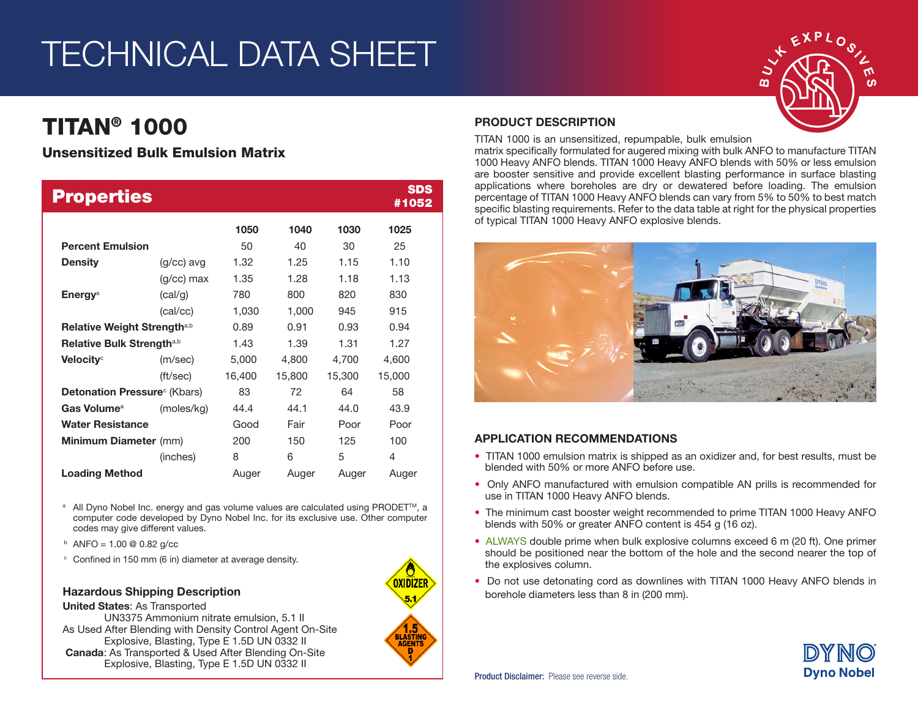#### TECHNICAL DATA SHEET

# TITAN® 1000

## Unsensitized Bulk Emulsion Matrix

### Properties

SDS #1052

| | | 1050 | 1040 | 1030 | 1025 |
|---|---|---|---|---|---|
| **Percent Emulsion** | | 50 | 40 | 30 | 25 |
| **Density** | (g/cc) avg | 1.32 | 1.25 | 1.15 | 1.10 |
| | (g/cc) max | 1.35 | 1.28 | 1.18 | 1.13 |
| **Energy**[a] | (cal/g) | 780 | 800 | 820 | 830 |
| | (cal/cc) | 1,030 | 1,000 | 945 | 915 |
| **Relative Weight Strength**[a,b] | | 0.89 | 0.91 | 0.93 | 0.94 |
| **Relative Bulk Strength**[a,b] | | 1.43 | 1.39 | 1.31 | 1.27 |
| **Velocity**[c] | (m/sec) | 5,000 | 4,800 | 4,700 | 4,600 |
| | (ft/sec) | 16,400 | 15,800 | 15,300 | 15,000 |
| **Detonation Pressure**[c] (Kbars) | | 83 | 72 | 64 | 58 |
| **Gas Volume**[a] | (moles/kg) | 44.4 | 44.1 | 44.0 | 43.9 |
| **Water Resistance** | | Good | Fair | Poor | Poor |
| **Minimum Diameter** | (mm) | 200 | 150 | 125 | 100 |
| | (inches) | 8 | 6 | 5 | 4 |
| **Loading Method** | | Auger | Auger | Auger | Auger |

[a] All Dyno Nobel Inc. energy and gas volume values are calculated using PRODET™, a computer code developed by Dyno Nobel Inc. for its exclusive use. Other computer codes may give different values.

[b] ANFO = 1.00 @ 0.82 g/cc

[c] Confined in 150 mm (6 in) diameter at average density.

### Hazardous Shipping Description

**United States**: As Transported
UN3375 Ammonium nitrate emulsion, 5.1 II
As Used After Blending with Density Control Agent On-Site
Explosive, Blasting, Type E 1.5D UN 0332 II
**Canada**: As Transported & Used After Blending On-Site
Explosive, Blasting, Type E 1.5D UN 0332 II

### PRODUCT DESCRIPTION

TITAN 1000 is an unsensitized, repumpable, bulk emulsion matrix specifically formulated for augered mixing with bulk ANFO to manufacture TITAN 1000 Heavy ANFO blends. TITAN 1000 Heavy ANFO blends with 50% or less emulsion are booster sensitive and provide excellent blasting performance in surface blasting applications where boreholes are dry or dewatered before loading. The emulsion percentage of TITAN 1000 Heavy ANFO blends can vary from 5% to 50% to best match specific blasting requirements. Refer to the data table at right for the physical properties of typical TITAN 1000 Heavy ANFO explosive blends.

### APPLICATION RECOMMENDATIONS

- TITAN 1000 emulsion matrix is shipped as an oxidizer and, for best results, must be blended with 50% or more ANFO before use.
- Only ANFO manufactured with emulsion compatible AN prills is recommended for use in TITAN 1000 Heavy ANFO blends.
- The minimum cast booster weight recommended to prime TITAN 1000 Heavy ANFO blends with 50% or greater ANFO content is 454 g (16 oz).
- ALWAYS double prime when bulk explosive columns exceed 6 m (20 ft). One primer should be positioned near the bottom of the hole and the second nearer the top of the explosives column.
- Do not use detonating cord as downlines with TITAN 1000 Heavy ANFO blends in borehole diameters less than 8 in (200 mm).

**Product Disclaimer:** Please see reverse side.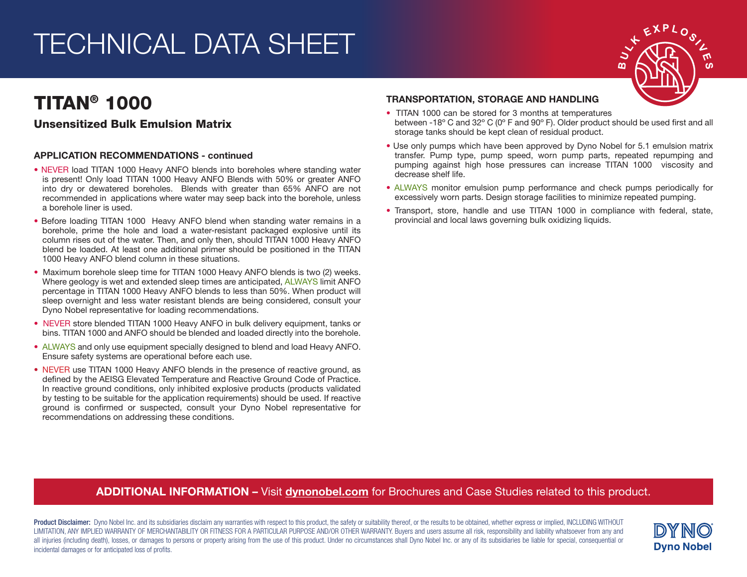# TECHNICAL DATA SHEET

## TITAN® 1000

### Unsensitized Bulk Emulsion Matrix

#### APPLICATION RECOMMENDATIONS - continued

- NEVER load TITAN 1000 Heavy ANFO blends into boreholes where standing water is present! Only load TITAN 1000 Heavy ANFO Blends with 50% or greater ANFO into dry or dewatered boreholes. Blends with greater than 65% ANFO are not recommended in applications where water may seep back into the borehole, unless a borehole liner is used.
- Before loading TITAN 1000 Heavy ANFO blend when standing water remains in a borehole, prime the hole and load a water-resistant packaged explosive until its column rises out of the water. Then, and only then, should TITAN 1000 Heavy ANFO blend be loaded. At least one additional primer should be positioned in the TITAN 1000 Heavy ANFO blend column in these situations.
- Maximum borehole sleep time for TITAN 1000 Heavy ANFO blends is two (2) weeks. Where geology is wet and extended sleep times are anticipated, ALWAYS limit ANFO percentage in TITAN 1000 Heavy ANFO blends to less than 50%. When product will sleep overnight and less water resistant blends are being considered, consult your Dyno Nobel representative for loading recommendations.
- NEVER store blended TITAN 1000 Heavy ANFO in bulk delivery equipment, tanks or bins. TITAN 1000 and ANFO should be blended and loaded directly into the borehole.
- ALWAYS and only use equipment specially designed to blend and load Heavy ANFO. Ensure safety systems are operational before each use.
- NEVER use TITAN 1000 Heavy ANFO blends in the presence of reactive ground, as defined by the AEISG Elevated Temperature and Reactive Ground Code of Practice. In reactive ground conditions, only inhibited explosive products (products validated by testing to be suitable for the application requirements) should be used. If reactive ground is confirmed or suspected, consult your Dyno Nobel representative for recommendations on addressing these conditions.

#### TRANSPORTATION, STORAGE AND HANDLING

- TITAN 1000 can be stored for 3 months at temperatures between -18º C and 32º C (0º F and 90º F). Older product should be used first and all storage tanks should be kept clean of residual product.
- Use only pumps which have been approved by Dyno Nobel for 5.1 emulsion matrix transfer. Pump type, pump speed, worn pump parts, repeated repumping and pumping against high hose pressures can increase TITAN 1000 viscosity and decrease shelf life.
- ALWAYS monitor emulsion pump performance and check pumps periodically for excessively worn parts. Design storage facilities to minimize repeated pumping.
- Transport, store, handle and use TITAN 1000 in compliance with federal, state, provincial and local laws governing bulk oxidizing liquids.

**ADDITIONAL INFORMATION –** Visit **dynonobel.com** for Brochures and Case Studies related to this product.

**Product Disclaimer:** Dyno Nobel Inc. and its subsidiaries disclaim any warranties with respect to this product, the safety or suitability thereof, or the results to be obtained, whether express or implied, INCLUDING WITHOUT LIMITATION, ANY IMPLIED WARRANTY OF MERCHANTABILITY OR FITNESS FOR A PARTICULAR PURPOSE AND/OR OTHER WARRANTY. Buyers and users assume all risk, responsibility and liability whatsoever from any and all injuries (including death), losses, or damages to persons or property arising from the use of this product. Under no circumstances shall Dyno Nobel Inc. or any of its subsidiaries be liable for special, consequential or incidental damages or for anticipated loss of profits.